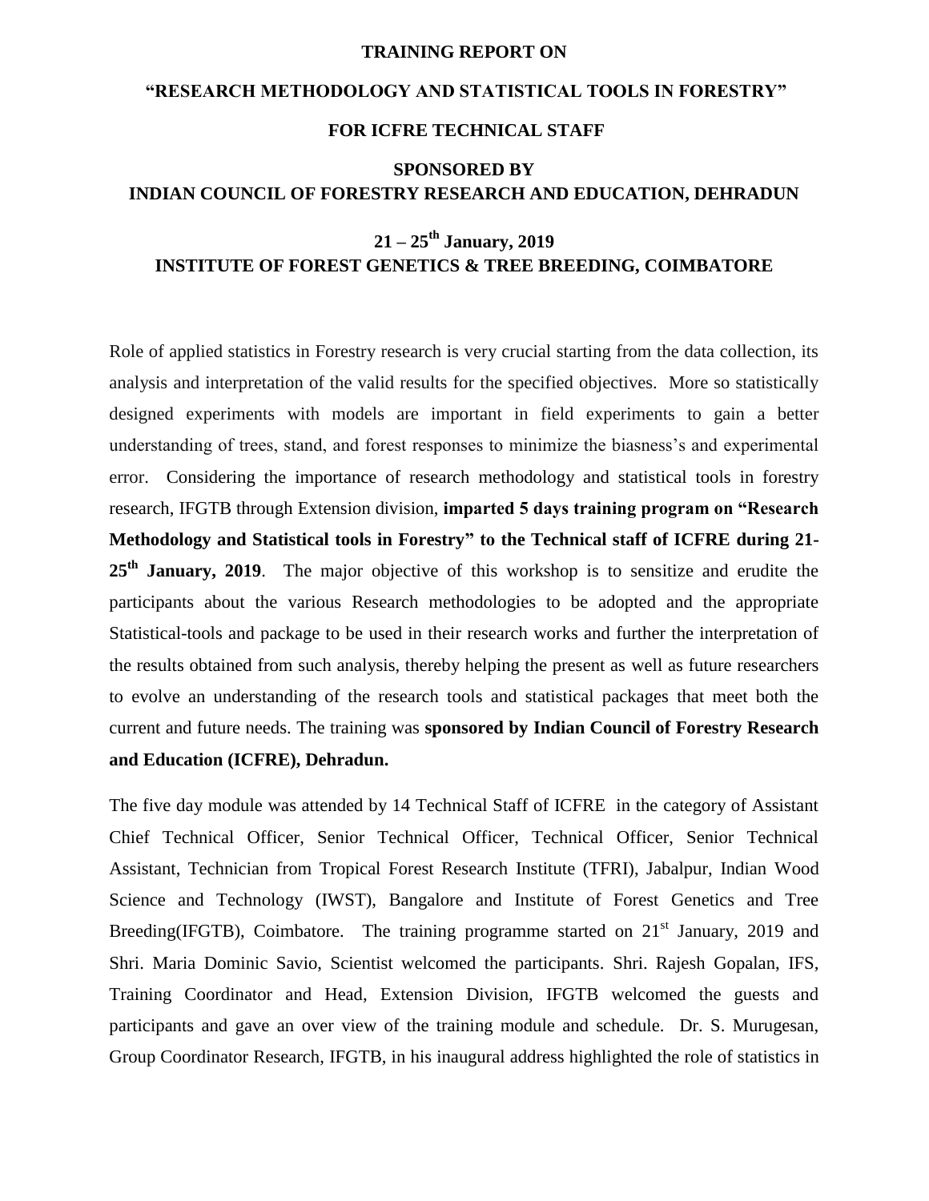# TRAINING REPORT ON

# "RESEARCH METHODOLOGY AND STATISTICAL TOOLS IN FORESTRY"

## FOR ICFRE TECHNICAL STAFF

## SPONSORED BY
## INDIAN COUNCIL OF FORESTRY RESEARCH AND EDUCATION, DEHRADUN

## 21 – 25th January, 2019
## INSTITUTE OF FOREST GENETICS & TREE BREEDING, COIMBATORE

Role of applied statistics in Forestry research is very crucial starting from the data collection, its analysis and interpretation of the valid results for the specified objectives. More so statistically designed experiments with models are important in field experiments to gain a better understanding of trees, stand, and forest responses to minimize the biasness's and experimental error. Considering the importance of research methodology and statistical tools in forestry research, IFGTB through Extension division, **imparted 5 days training program on "Research Methodology and Statistical tools in Forestry" to the Technical staff of ICFRE during 21-25th January, 2019**. The major objective of this workshop is to sensitize and erudite the participants about the various Research methodologies to be adopted and the appropriate Statistical-tools and package to be used in their research works and further the interpretation of the results obtained from such analysis, thereby helping the present as well as future researchers to evolve an understanding of the research tools and statistical packages that meet both the current and future needs. The training was **sponsored by Indian Council of Forestry Research and Education (ICFRE), Dehradun.**

The five day module was attended by 14 Technical Staff of ICFRE in the category of Assistant Chief Technical Officer, Senior Technical Officer, Technical Officer, Senior Technical Assistant, Technician from Tropical Forest Research Institute (TFRI), Jabalpur, Indian Wood Science and Technology (IWST), Bangalore and Institute of Forest Genetics and Tree Breeding(IFGTB), Coimbatore. The training programme started on 21st January, 2019 and Shri. Maria Dominic Savio, Scientist welcomed the participants. Shri. Rajesh Gopalan, IFS, Training Coordinator and Head, Extension Division, IFGTB welcomed the guests and participants and gave an over view of the training module and schedule. Dr. S. Murugesan, Group Coordinator Research, IFGTB, in his inaugural address highlighted the role of statistics in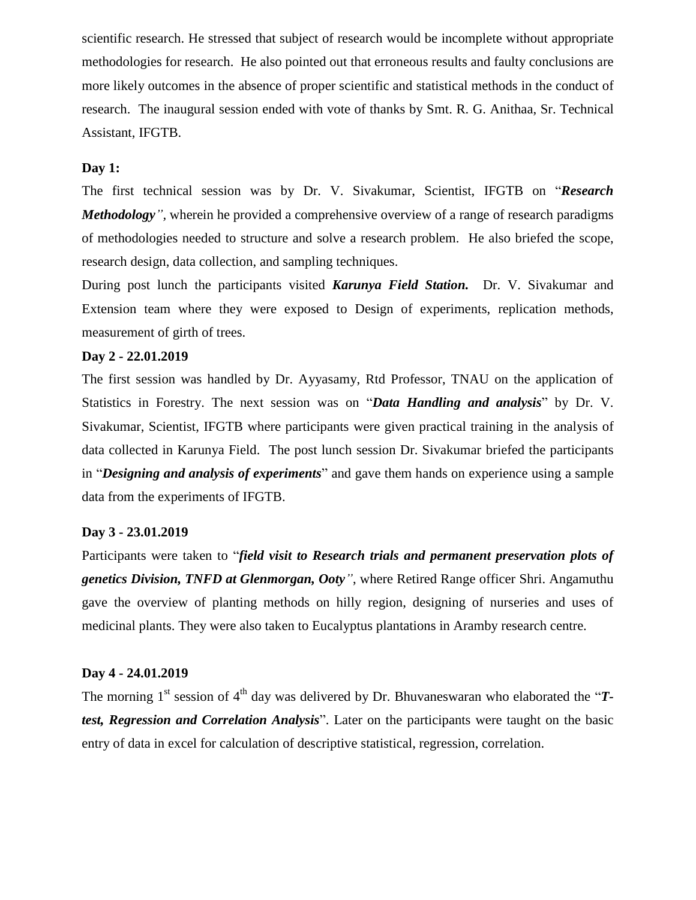scientific research. He stressed that subject of research would be incomplete without appropriate methodologies for research. He also pointed out that erroneous results and faulty conclusions are more likely outcomes in the absence of proper scientific and statistical methods in the conduct of research. The inaugural session ended with vote of thanks by Smt. R. G. Anithaa, Sr. Technical Assistant, IFGTB.

**Day 1:**

The first technical session was by Dr. V. Sivakumar, Scientist, IFGTB on "***Research Methodology***", wherein he provided a comprehensive overview of a range of research paradigms of methodologies needed to structure and solve a research problem. He also briefed the scope, research design, data collection, and sampling techniques.

During post lunch the participants visited ***Karunya Field Station.*** Dr. V. Sivakumar and Extension team where they were exposed to Design of experiments, replication methods, measurement of girth of trees.

**Day 2 - 22.01.2019**

The first session was handled by Dr. Ayyasamy, Rtd Professor, TNAU on the application of Statistics in Forestry. The next session was on "***Data Handling and analysis***" by Dr. V. Sivakumar, Scientist, IFGTB where participants were given practical training in the analysis of data collected in Karunya Field. The post lunch session Dr. Sivakumar briefed the participants in "***Designing and analysis of experiments***" and gave them hands on experience using a sample data from the experiments of IFGTB.

**Day 3 - 23.01.2019**

Participants were taken to "***field visit to Research trials and permanent preservation plots of genetics Division, TNFD at Glenmorgan, Ooty***", where Retired Range officer Shri. Angamuthu gave the overview of planting methods on hilly region, designing of nurseries and uses of medicinal plants. They were also taken to Eucalyptus plantations in Aramby research centre.

**Day 4 - 24.01.2019**

The morning 1st session of 4th day was delivered by Dr. Bhuvaneswaran who elaborated the "***T-test, Regression and Correlation Analysis***". Later on the participants were taught on the basic entry of data in excel for calculation of descriptive statistical, regression, correlation.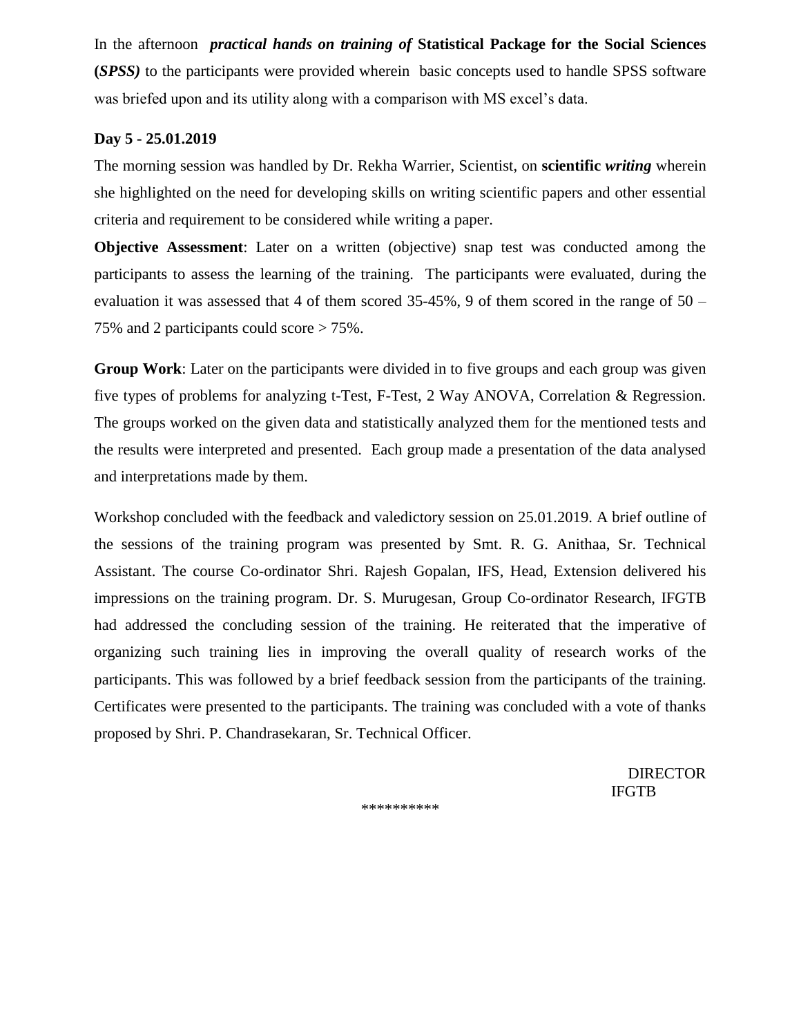In the afternoon ***practical hands on training of*** **Statistical Package for the Social Sciences (*SPSS)*** to the participants were provided wherein basic concepts used to handle SPSS software was briefed upon and its utility along with a comparison with MS excel's data.

**Day 5 - 25.01.2019**

The morning session was handled by Dr. Rekha Warrier, Scientist, on **scientific *writing*** wherein she highlighted on the need for developing skills on writing scientific papers and other essential criteria and requirement to be considered while writing a paper.

**Objective Assessment**: Later on a written (objective) snap test was conducted among the participants to assess the learning of the training. The participants were evaluated, during the evaluation it was assessed that 4 of them scored 35-45%, 9 of them scored in the range of 50 – 75% and 2 participants could score > 75%.

**Group Work**: Later on the participants were divided in to five groups and each group was given five types of problems for analyzing t-Test, F-Test, 2 Way ANOVA, Correlation & Regression. The groups worked on the given data and statistically analyzed them for the mentioned tests and the results were interpreted and presented. Each group made a presentation of the data analysed and interpretations made by them.

Workshop concluded with the feedback and valedictory session on 25.01.2019. A brief outline of the sessions of the training program was presented by Smt. R. G. Anithaa, Sr. Technical Assistant. The course Co-ordinator Shri. Rajesh Gopalan, IFS, Head, Extension delivered his impressions on the training program. Dr. S. Murugesan, Group Co-ordinator Research, IFGTB had addressed the concluding session of the training. He reiterated that the imperative of organizing such training lies in improving the overall quality of research works of the participants. This was followed by a brief feedback session from the participants of the training. Certificates were presented to the participants. The training was concluded with a vote of thanks proposed by Shri. P. Chandrasekaran, Sr. Technical Officer.

DIRECTOR
IFGTB

**********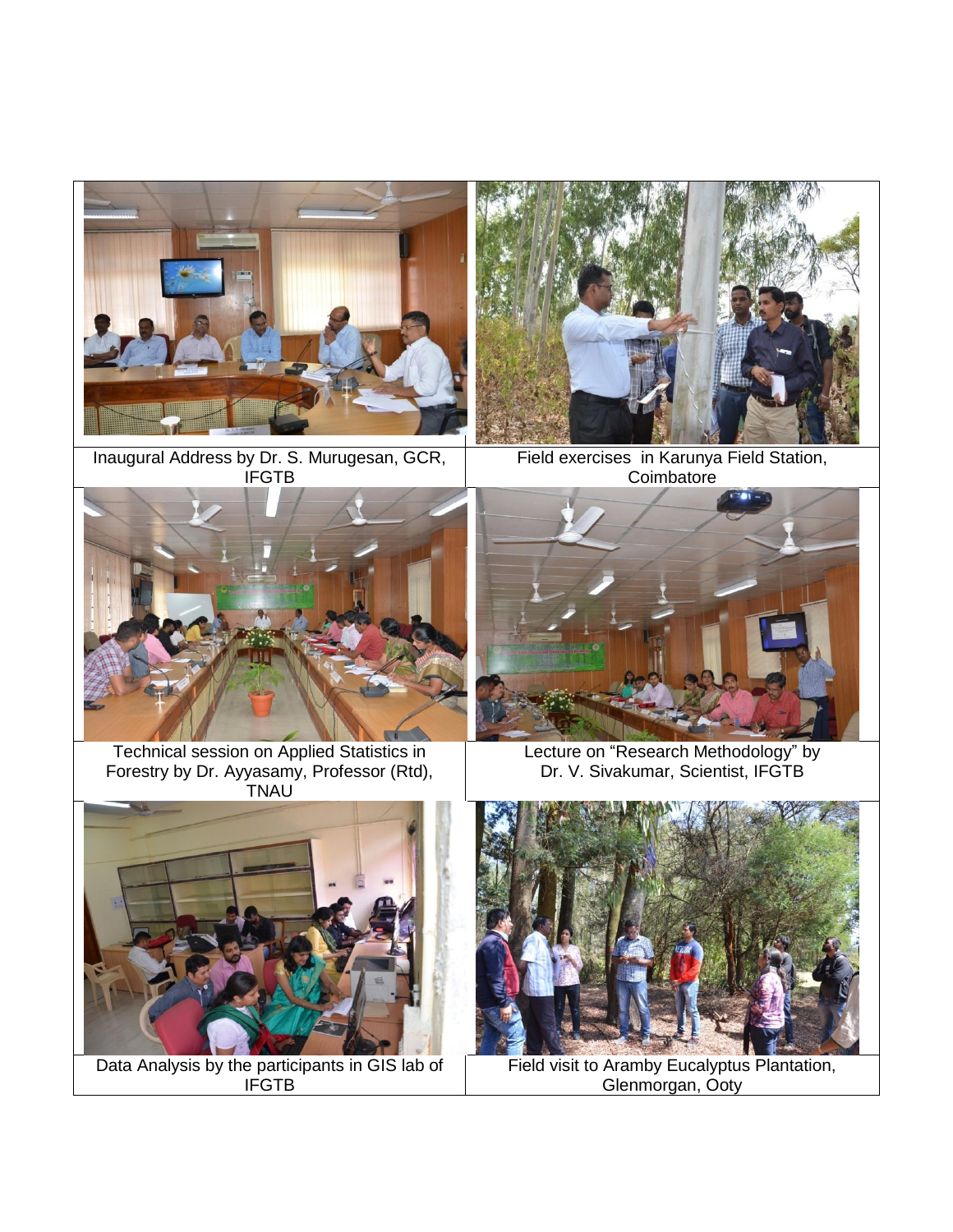| | |
|---|---|
| Inaugural Address by Dr. S. Murugesan, GCR, IFGTB | Field exercises in Karunya Field Station, Coimbatore |
| Technical session on Applied Statistics in Forestry by Dr. Ayyasamy, Professor (Rtd), TNAU | Lecture on "Research Methodology" by Dr. V. Sivakumar, Scientist, IFGTB |
| Data Analysis by the participants in GIS lab of IFGTB | Field visit to Aramby Eucalyptus Plantation, Glenmorgan, Ooty |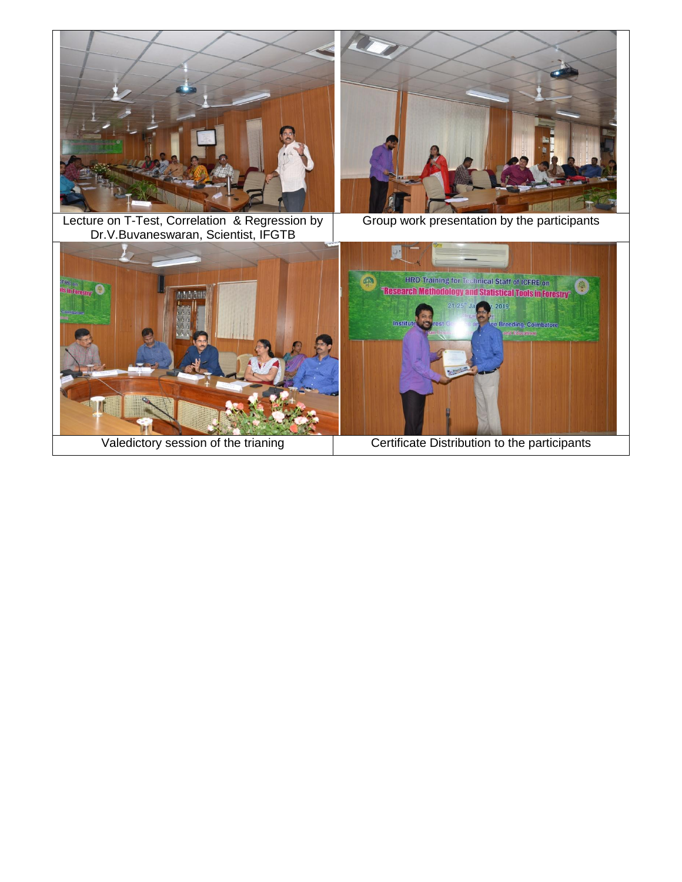| | |
|---|---|
| Lecture on T-Test, Correlation & Regression by Dr.V.Buvaneswaran, Scientist, IFGTB | Group work presentation by the participants |
| Valedictory session of the trianing | Certificate Distribution to the participants |